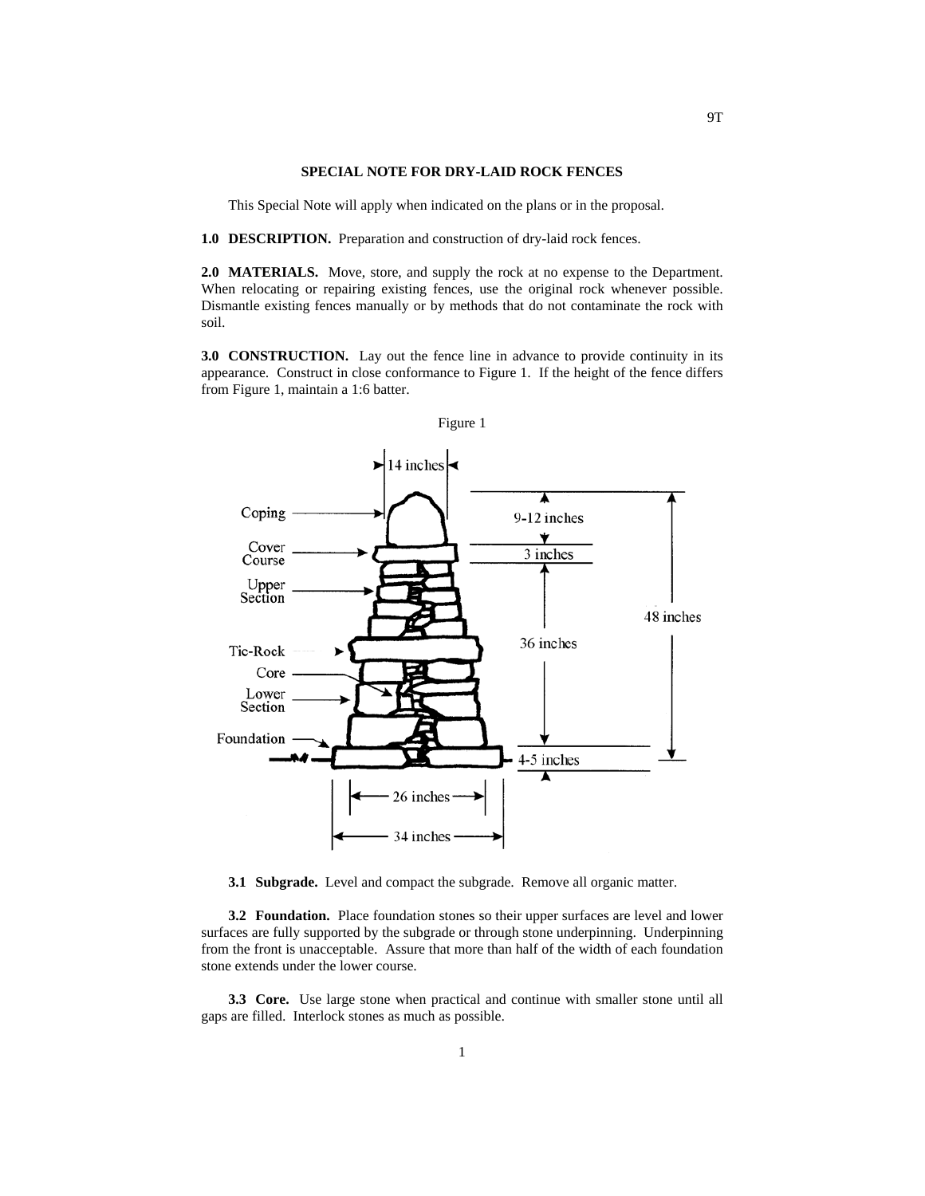## SPECIAL NOTE FOR DRY-LAID ROCK FENCES

This Special Note will apply when indicated on the plans or in the proposal.

**1.0 DESCRIPTION.** Preparation and construction of dry-laid rock fences.

**2.0 MATERIALS.** Move, store, and supply the rock at no expense to the Department. When relocating or repairing existing fences, use the original rock whenever possible. Dismantle existing fences manually or by methods that do not contaminate the rock with soil.

**3.0 CONSTRUCTION.** Lay out the fence line in advance to provide continuity in its appearance. Construct in close conformance to Figure 1. If the height of the fence differs from Figure 1, maintain a 1:6 batter.

Figure 1

**3.1 Subgrade.** Level and compact the subgrade. Remove all organic matter.

**3.2 Foundation.** Place foundation stones so their upper surfaces are level and lower surfaces are fully supported by the subgrade or through stone underpinning. Underpinning from the front is unacceptable. Assure that more than half of the width of each foundation stone extends under the lower course.

**3.3 Core.** Use large stone when practical and continue with smaller stone until all gaps are filled. Interlock stones as much as possible.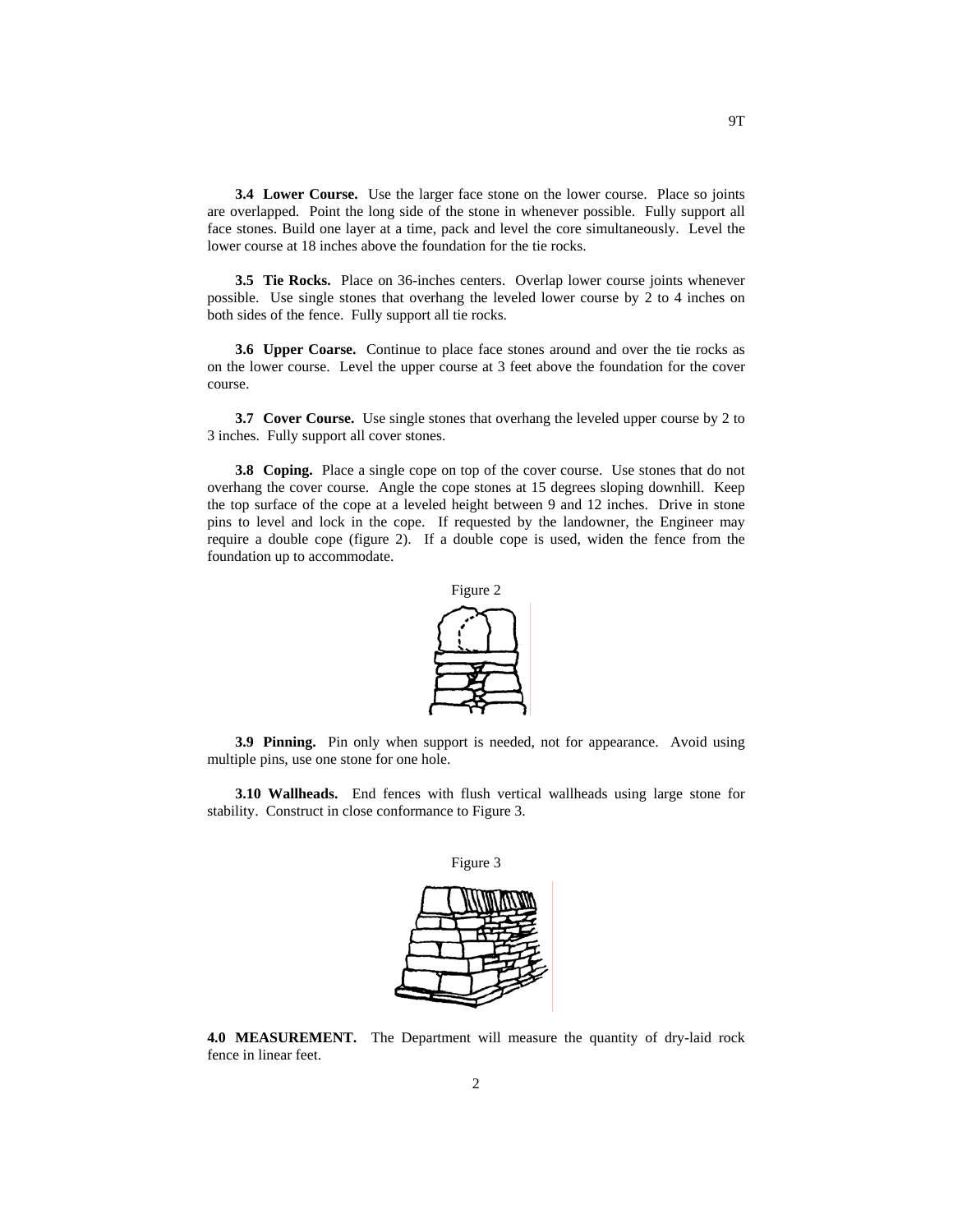**3.4 Lower Course.** Use the larger face stone on the lower course. Place so joints are overlapped. Point the long side of the stone in whenever possible. Fully support all face stones. Build one layer at a time, pack and level the core simultaneously. Level the lower course at 18 inches above the foundation for the tie rocks.

**3.5 Tie Rocks.** Place on 36-inches centers. Overlap lower course joints whenever possible. Use single stones that overhang the leveled lower course by 2 to 4 inches on both sides of the fence. Fully support all tie rocks.

**3.6 Upper Coarse.** Continue to place face stones around and over the tie rocks as on the lower course. Level the upper course at 3 feet above the foundation for the cover course.

**3.7 Cover Course.** Use single stones that overhang the leveled upper course by 2 to 3 inches. Fully support all cover stones.

**3.8 Coping.** Place a single cope on top of the cover course. Use stones that do not overhang the cover course. Angle the cope stones at 15 degrees sloping downhill. Keep the top surface of the cope at a leveled height between 9 and 12 inches. Drive in stone pins to level and lock in the cope. If requested by the landowner, the Engineer may require a double cope (figure 2). If a double cope is used, widen the fence from the foundation up to accommodate.

Figure 2

**3.9 Pinning.** Pin only when support is needed, not for appearance. Avoid using multiple pins, use one stone for one hole.

**3.10 Wallheads.** End fences with flush vertical wallheads using large stone for stability. Construct in close conformance to Figure 3.

Figure 3

**4.0 MEASUREMENT.** The Department will measure the quantity of dry-laid rock fence in linear feet.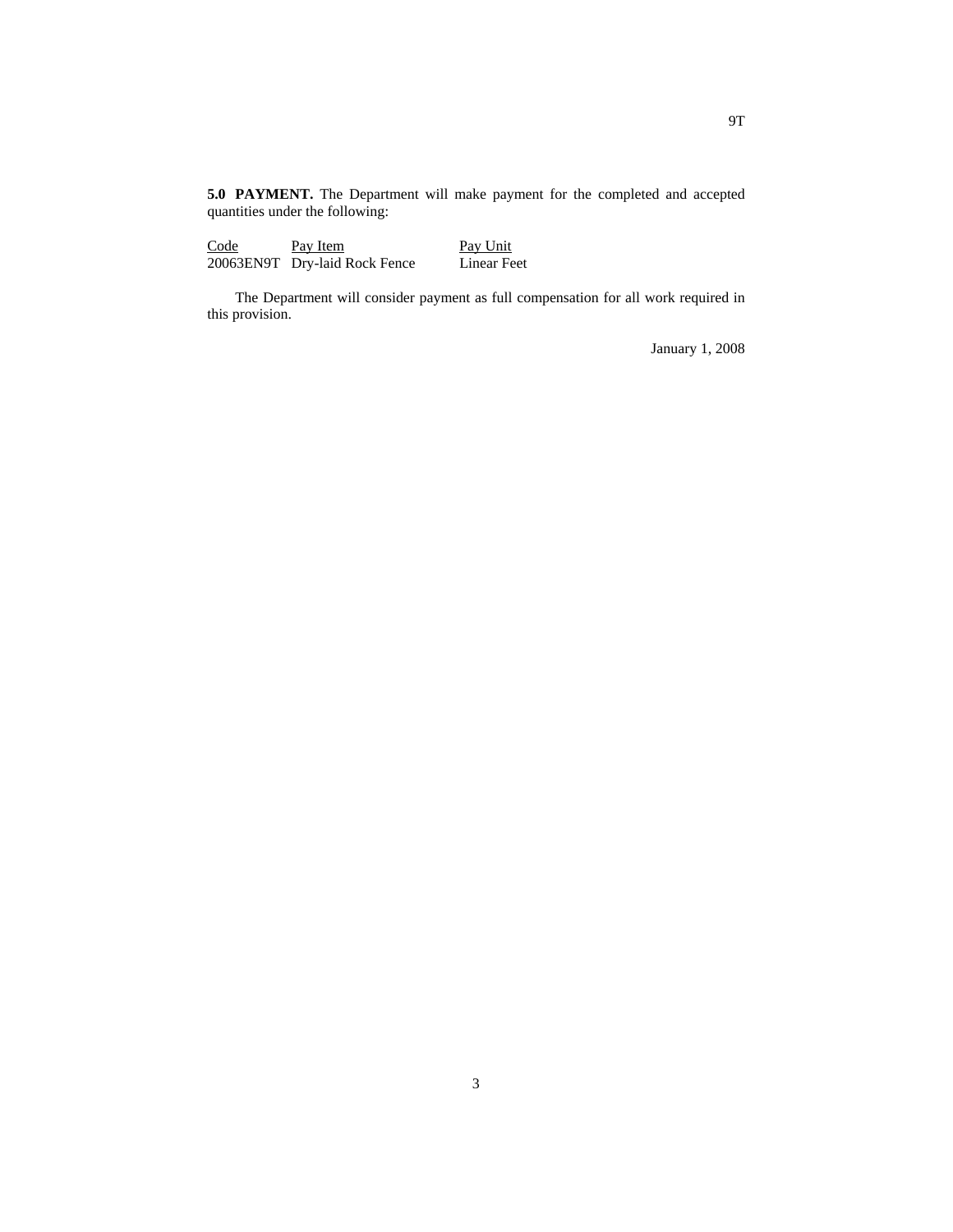**5.0 PAYMENT.** The Department will make payment for the completed and accepted quantities under the following:

| Code | Pay Item | Pay Unit |
| --- | --- | --- |
| 20063EN9T | Dry-laid Rock Fence | Linear Feet |

The Department will consider payment as full compensation for all work required in this provision.

January 1, 2008